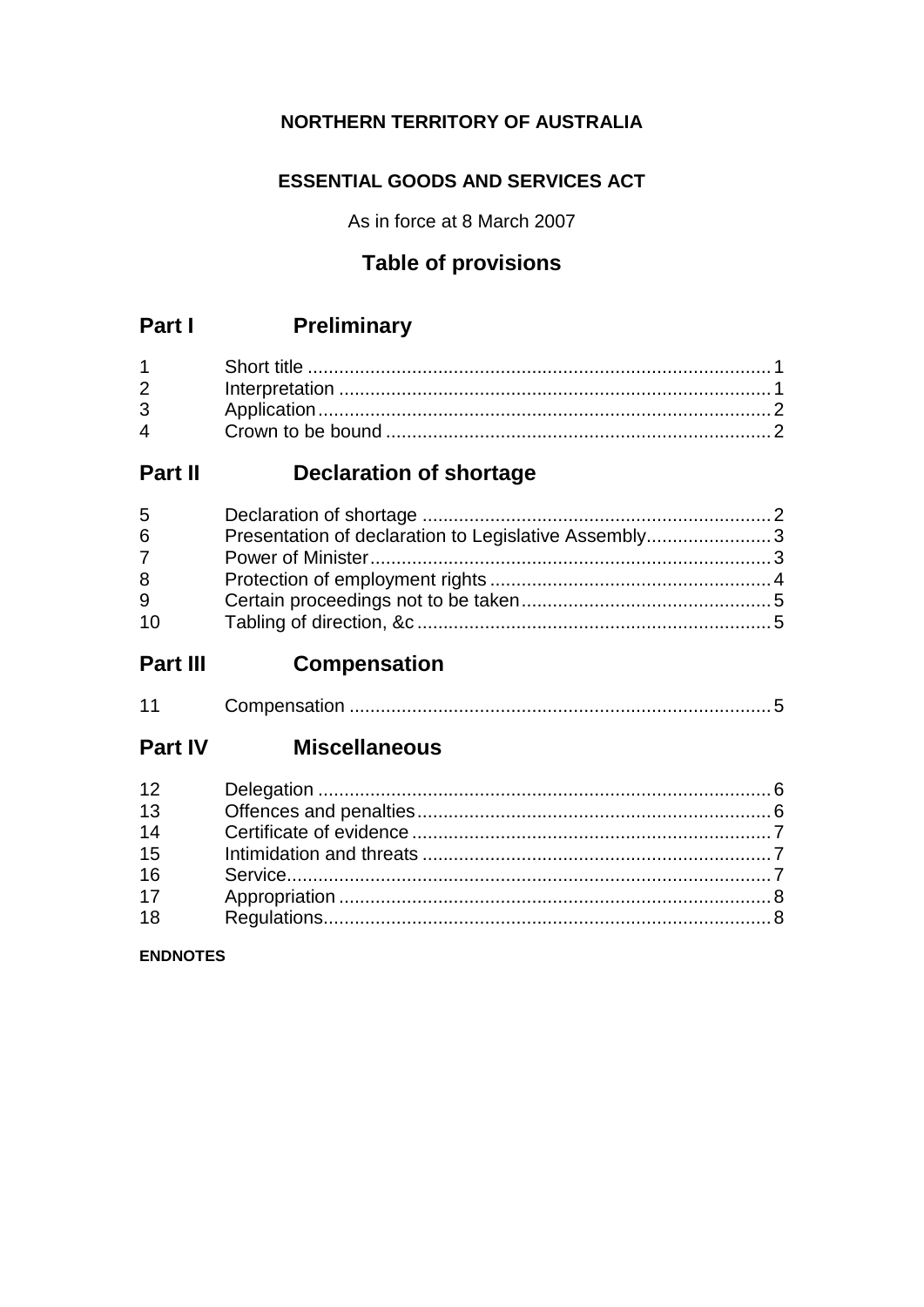**NORTHERN TERRITORY OF AUSTRALIA**

**ESSENTIAL GOODS AND SERVICES ACT**

As in force at 8 March 2007

## Table of provisions

## Part I Preliminary

| | | |
|---|---|---|
| 1 | Short title | 1 |
| 2 | Interpretation | 1 |
| 3 | Application | 2 |
| 4 | Crown to be bound | 2 |

## Part II Declaration of shortage

| | | |
|---|---|---|
| 5 | Declaration of shortage | 2 |
| 6 | Presentation of declaration to Legislative Assembly | 3 |
| 7 | Power of Minister | 3 |
| 8 | Protection of employment rights | 4 |
| 9 | Certain proceedings not to be taken | 5 |
| 10 | Tabling of direction, &c | 5 |

## Part III Compensation

| | | |
|---|---|---|
| 11 | Compensation | 5 |

## Part IV Miscellaneous

| | | |
|---|---|---|
| 12 | Delegation | 6 |
| 13 | Offences and penalties | 6 |
| 14 | Certificate of evidence | 7 |
| 15 | Intimidation and threats | 7 |
| 16 | Service | 7 |
| 17 | Appropriation | 8 |
| 18 | Regulations | 8 |

**ENDNOTES**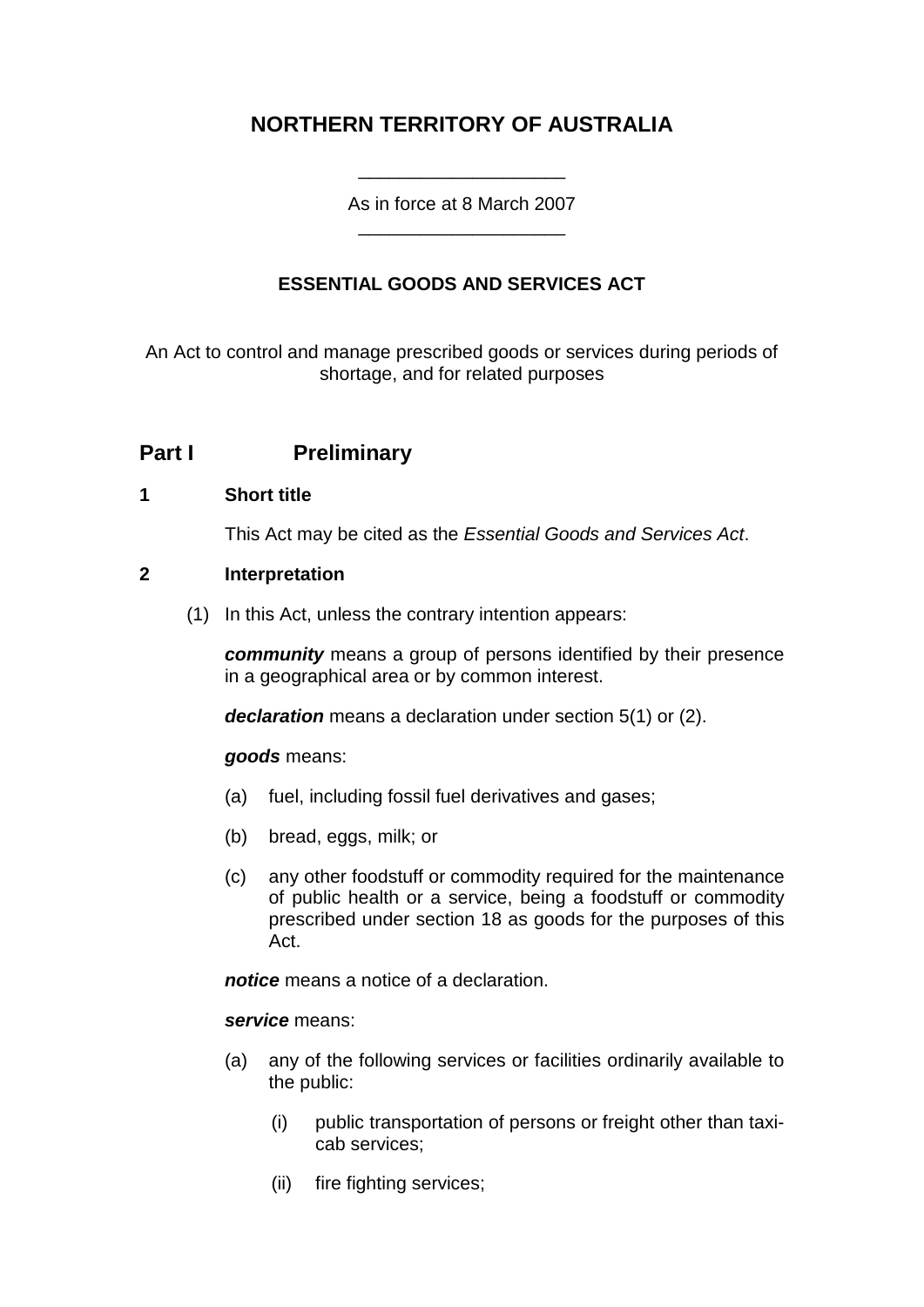# NORTHERN TERRITORY OF AUSTRALIA

____________________

As in force at 8 March 2007

____________________

### ESSENTIAL GOODS AND SERVICES ACT

An Act to control and manage prescribed goods or services during periods of shortage, and for related purposes

## Part I Preliminary

### 1 Short title

This Act may be cited as the *Essential Goods and Services Act*.

### 2 Interpretation

(1) In this Act, unless the contrary intention appears:

***community*** means a group of persons identified by their presence in a geographical area or by common interest.

***declaration*** means a declaration under section 5(1) or (2).

***goods*** means:

(a) fuel, including fossil fuel derivatives and gases;

(b) bread, eggs, milk; or

(c) any other foodstuff or commodity required for the maintenance of public health or a service, being a foodstuff or commodity prescribed under section 18 as goods for the purposes of this Act.

***notice*** means a notice of a declaration.

***service*** means:

(a) any of the following services or facilities ordinarily available to the public:

(i) public transportation of persons or freight other than taxi-cab services;

(ii) fire fighting services;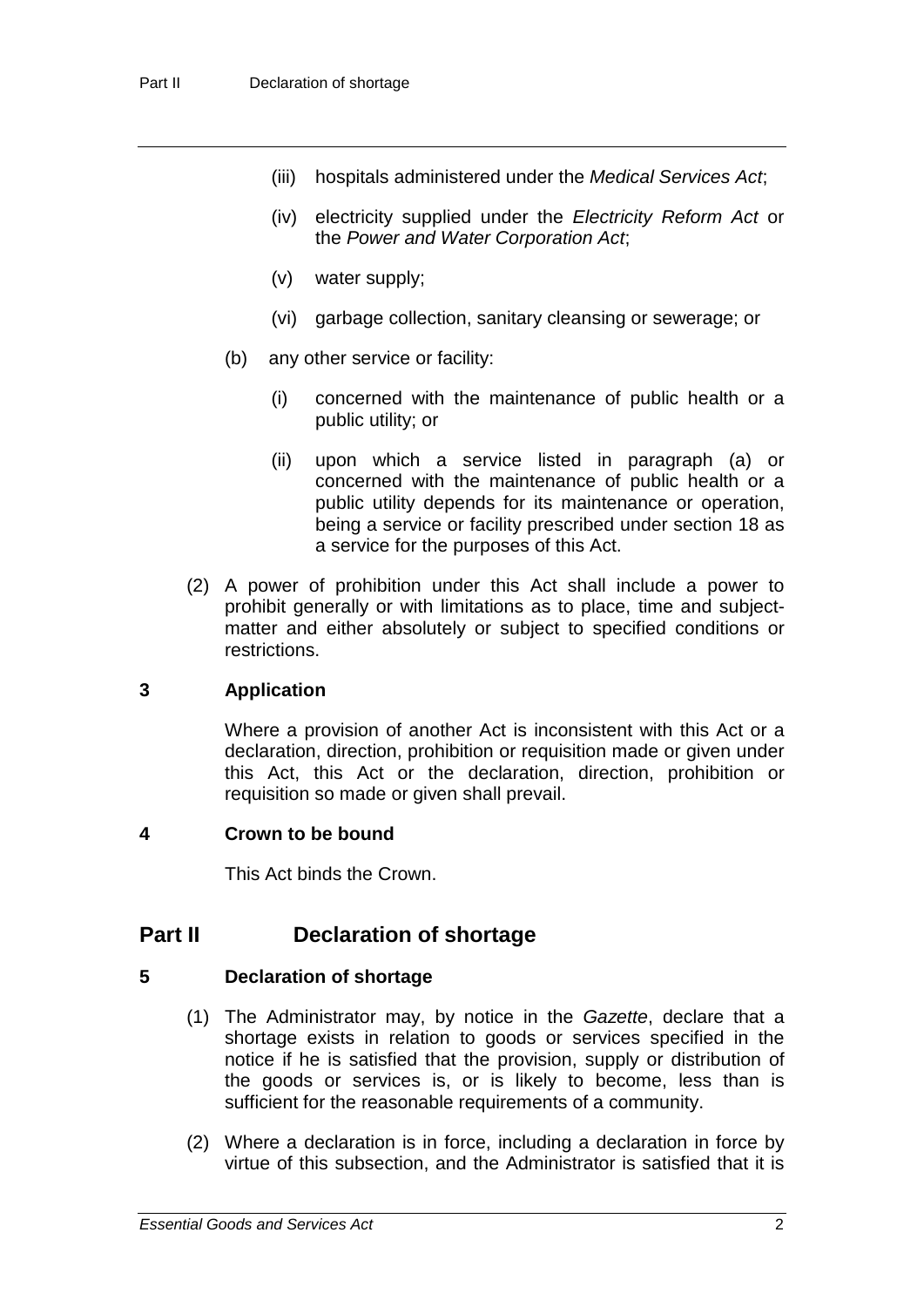- (iii) hospitals administered under the *Medical Services Act*;
- (iv) electricity supplied under the *Electricity Reform Act* or the *Power and Water Corporation Act*;
- (v) water supply;
- (vi) garbage collection, sanitary cleansing or sewerage; or

(b) any other service or facility:

- (i) concerned with the maintenance of public health or a public utility; or
- (ii) upon which a service listed in paragraph (a) or concerned with the maintenance of public health or a public utility depends for its maintenance or operation, being a service or facility prescribed under section 18 as a service for the purposes of this Act.

(2) A power of prohibition under this Act shall include a power to prohibit generally or with limitations as to place, time and subject-matter and either absolutely or subject to specified conditions or restrictions.

### 3 Application

Where a provision of another Act is inconsistent with this Act or a declaration, direction, prohibition or requisition made or given under this Act, this Act or the declaration, direction, prohibition or requisition so made or given shall prevail.

### 4 Crown to be bound

This Act binds the Crown.

## Part II Declaration of shortage

### 5 Declaration of shortage

(1) The Administrator may, by notice in the *Gazette*, declare that a shortage exists in relation to goods or services specified in the notice if he is satisfied that the provision, supply or distribution of the goods or services is, or is likely to become, less than is sufficient for the reasonable requirements of a community.

(2) Where a declaration is in force, including a declaration in force by virtue of this subsection, and the Administrator is satisfied that it is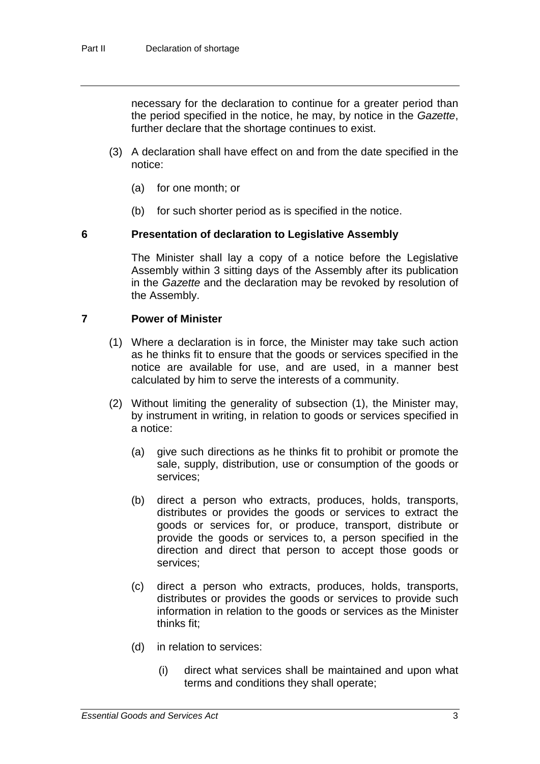necessary for the declaration to continue for a greater period than the period specified in the notice, he may, by notice in the *Gazette*, further declare that the shortage continues to exist.

(3) A declaration shall have effect on and from the date specified in the notice:

(a) for one month; or

(b) for such shorter period as is specified in the notice.

### 6 Presentation of declaration to Legislative Assembly

The Minister shall lay a copy of a notice before the Legislative Assembly within 3 sitting days of the Assembly after its publication in the *Gazette* and the declaration may be revoked by resolution of the Assembly.

### 7 Power of Minister

(1) Where a declaration is in force, the Minister may take such action as he thinks fit to ensure that the goods or services specified in the notice are available for use, and are used, in a manner best calculated by him to serve the interests of a community.

(2) Without limiting the generality of subsection (1), the Minister may, by instrument in writing, in relation to goods or services specified in a notice:

(a) give such directions as he thinks fit to prohibit or promote the sale, supply, distribution, use or consumption of the goods or services;

(b) direct a person who extracts, produces, holds, transports, distributes or provides the goods or services to extract the goods or services for, or produce, transport, distribute or provide the goods or services to, a person specified in the direction and direct that person to accept those goods or services;

(c) direct a person who extracts, produces, holds, transports, distributes or provides the goods or services to provide such information in relation to the goods or services as the Minister thinks fit;

(d) in relation to services:

(i) direct what services shall be maintained and upon what terms and conditions they shall operate;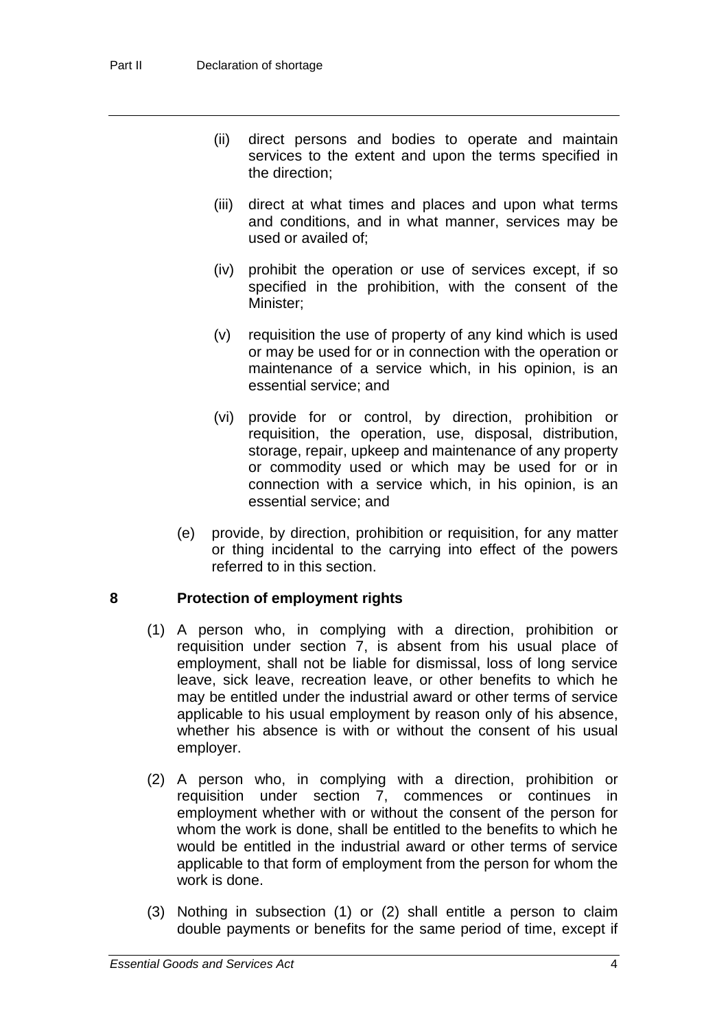(ii) direct persons and bodies to operate and maintain services to the extent and upon the terms specified in the direction;

(iii) direct at what times and places and upon what terms and conditions, and in what manner, services may be used or availed of;

(iv) prohibit the operation or use of services except, if so specified in the prohibition, with the consent of the Minister;

(v) requisition the use of property of any kind which is used or may be used for or in connection with the operation or maintenance of a service which, in his opinion, is an essential service; and

(vi) provide for or control, by direction, prohibition or requisition, the operation, use, disposal, distribution, storage, repair, upkeep and maintenance of any property or commodity used or which may be used for or in connection with a service which, in his opinion, is an essential service; and

(e) provide, by direction, prohibition or requisition, for any matter or thing incidental to the carrying into effect of the powers referred to in this section.

## 8 Protection of employment rights

(1) A person who, in complying with a direction, prohibition or requisition under section 7, is absent from his usual place of employment, shall not be liable for dismissal, loss of long service leave, sick leave, recreation leave, or other benefits to which he may be entitled under the industrial award or other terms of service applicable to his usual employment by reason only of his absence, whether his absence is with or without the consent of his usual employer.

(2) A person who, in complying with a direction, prohibition or requisition under section 7, commences or continues in employment whether with or without the consent of the person for whom the work is done, shall be entitled to the benefits to which he would be entitled in the industrial award or other terms of service applicable to that form of employment from the person for whom the work is done.

(3) Nothing in subsection (1) or (2) shall entitle a person to claim double payments or benefits for the same period of time, except if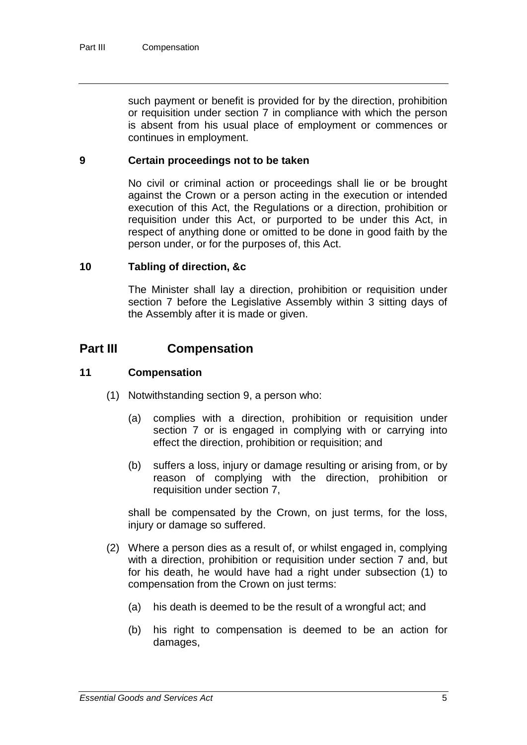such payment or benefit is provided for by the direction, prohibition or requisition under section 7 in compliance with which the person is absent from his usual place of employment or commences or continues in employment.

### 9 Certain proceedings not to be taken

No civil or criminal action or proceedings shall lie or be brought against the Crown or a person acting in the execution or intended execution of this Act, the Regulations or a direction, prohibition or requisition under this Act, or purported to be under this Act, in respect of anything done or omitted to be done in good faith by the person under, or for the purposes of, this Act.

### 10 Tabling of direction, &c

The Minister shall lay a direction, prohibition or requisition under section 7 before the Legislative Assembly within 3 sitting days of the Assembly after it is made or given.

## Part III Compensation

### 11 Compensation

(1) Notwithstanding section 9, a person who:

(a) complies with a direction, prohibition or requisition under section 7 or is engaged in complying with or carrying into effect the direction, prohibition or requisition; and

(b) suffers a loss, injury or damage resulting or arising from, or by reason of complying with the direction, prohibition or requisition under section 7,

shall be compensated by the Crown, on just terms, for the loss, injury or damage so suffered.

(2) Where a person dies as a result of, or whilst engaged in, complying with a direction, prohibition or requisition under section 7 and, but for his death, he would have had a right under subsection (1) to compensation from the Crown on just terms:

(a) his death is deemed to be the result of a wrongful act; and

(b) his right to compensation is deemed to be an action for damages,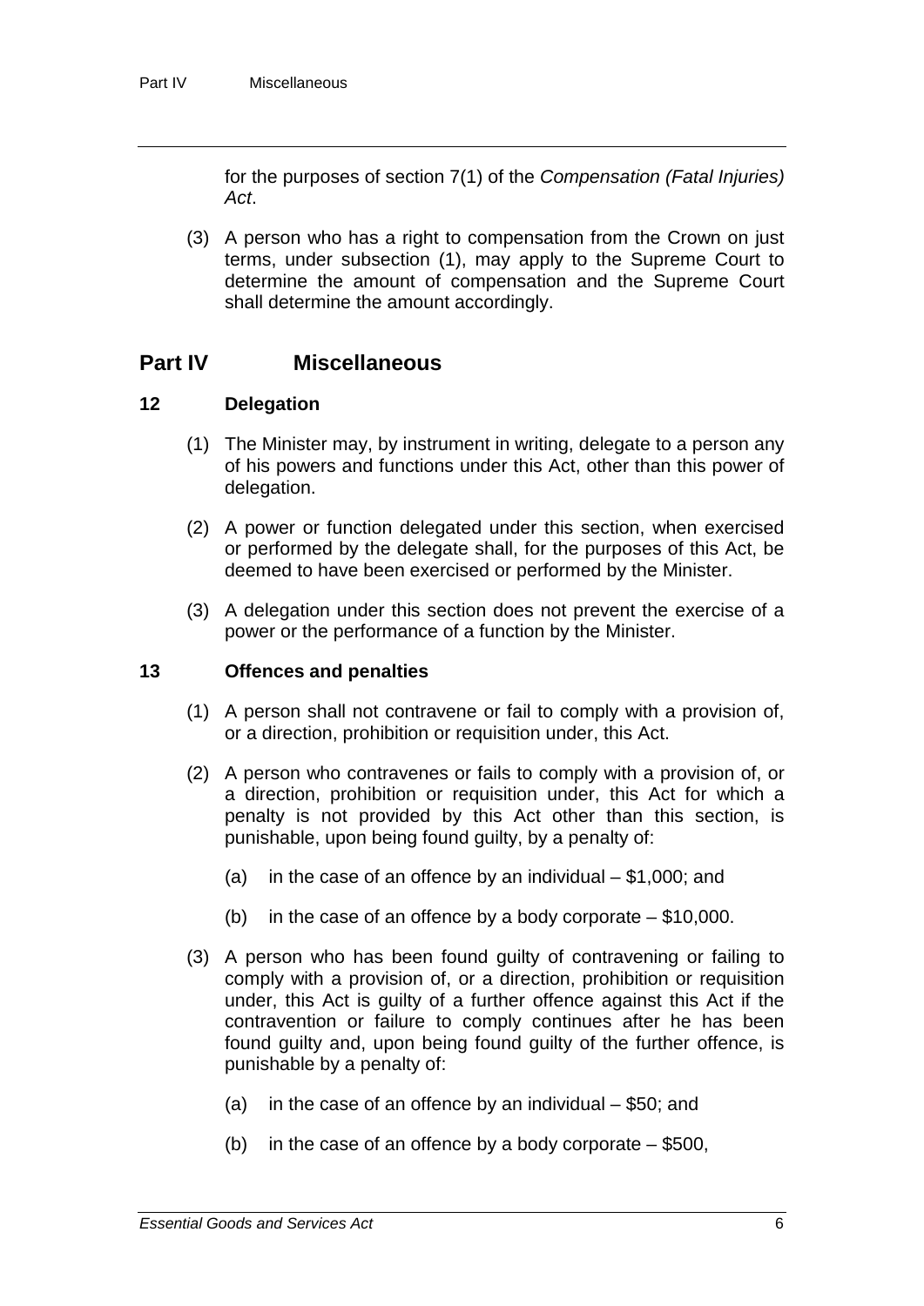for the purposes of section 7(1) of the *Compensation (Fatal Injuries) Act*.

(3) A person who has a right to compensation from the Crown on just terms, under subsection (1), may apply to the Supreme Court to determine the amount of compensation and the Supreme Court shall determine the amount accordingly.

## Part IV Miscellaneous

### 12 Delegation

(1) The Minister may, by instrument in writing, delegate to a person any of his powers and functions under this Act, other than this power of delegation.

(2) A power or function delegated under this section, when exercised or performed by the delegate shall, for the purposes of this Act, be deemed to have been exercised or performed by the Minister.

(3) A delegation under this section does not prevent the exercise of a power or the performance of a function by the Minister.

### 13 Offences and penalties

(1) A person shall not contravene or fail to comply with a provision of, or a direction, prohibition or requisition under, this Act.

(2) A person who contravenes or fails to comply with a provision of, or a direction, prohibition or requisition under, this Act for which a penalty is not provided by this Act other than this section, is punishable, upon being found guilty, by a penalty of:

(a) in the case of an offence by an individual – $1,000; and

(b) in the case of an offence by a body corporate – $10,000.

(3) A person who has been found guilty of contravening or failing to comply with a provision of, or a direction, prohibition or requisition under, this Act is guilty of a further offence against this Act if the contravention or failure to comply continues after he has been found guilty and, upon being found guilty of the further offence, is punishable by a penalty of:

(a) in the case of an offence by an individual – $50; and

(b) in the case of an offence by a body corporate – $500,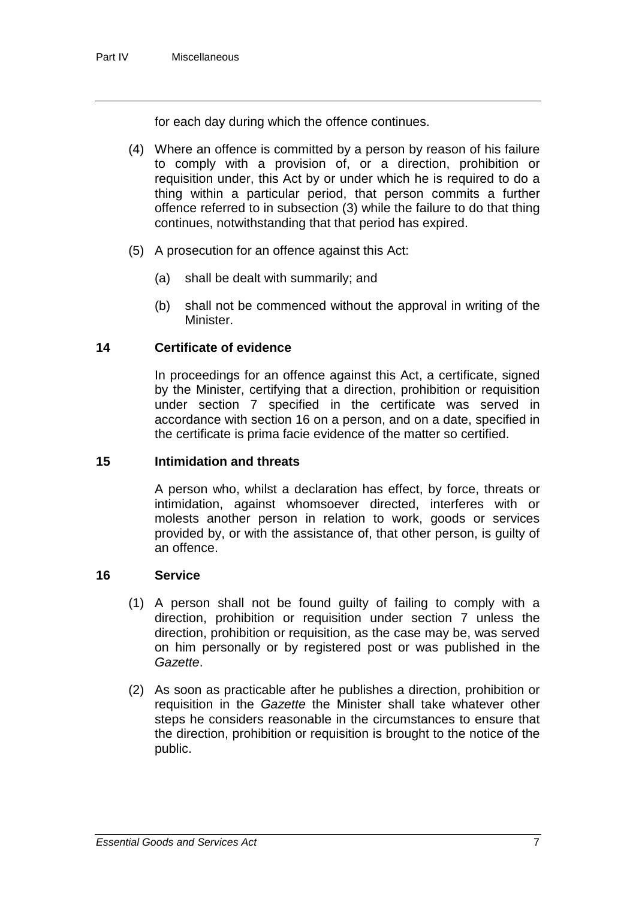for each day during which the offence continues.

(4) Where an offence is committed by a person by reason of his failure to comply with a provision of, or a direction, prohibition or requisition under, this Act by or under which he is required to do a thing within a particular period, that person commits a further offence referred to in subsection (3) while the failure to do that thing continues, notwithstanding that that period has expired.

(5) A prosecution for an offence against this Act:

(a) shall be dealt with summarily; and

(b) shall not be commenced without the approval in writing of the Minister.

## 14 Certificate of evidence

In proceedings for an offence against this Act, a certificate, signed by the Minister, certifying that a direction, prohibition or requisition under section 7 specified in the certificate was served in accordance with section 16 on a person, and on a date, specified in the certificate is prima facie evidence of the matter so certified.

## 15 Intimidation and threats

A person who, whilst a declaration has effect, by force, threats or intimidation, against whomsoever directed, interferes with or molests another person in relation to work, goods or services provided by, or with the assistance of, that other person, is guilty of an offence.

## 16 Service

(1) A person shall not be found guilty of failing to comply with a direction, prohibition or requisition under section 7 unless the direction, prohibition or requisition, as the case may be, was served on him personally or by registered post or was published in the *Gazette*.

(2) As soon as practicable after he publishes a direction, prohibition or requisition in the *Gazette* the Minister shall take whatever other steps he considers reasonable in the circumstances to ensure that the direction, prohibition or requisition is brought to the notice of the public.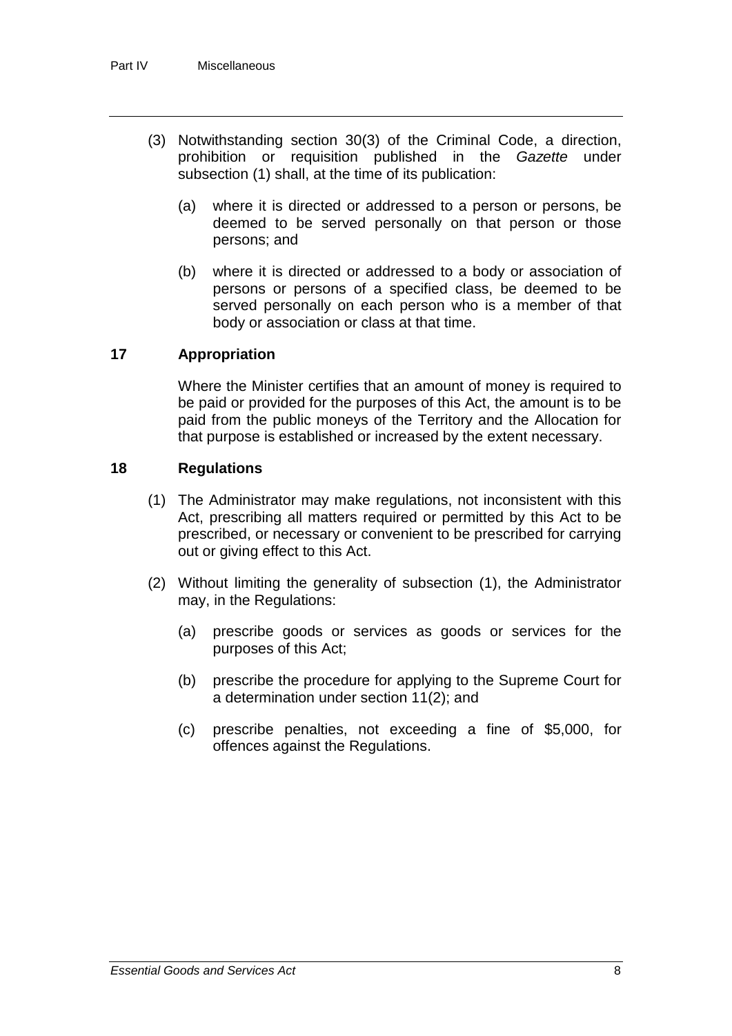(3) Notwithstanding section 30(3) of the Criminal Code, a direction, prohibition or requisition published in the *Gazette* under subsection (1) shall, at the time of its publication:

(a) where it is directed or addressed to a person or persons, be deemed to be served personally on that person or those persons; and

(b) where it is directed or addressed to a body or association of persons or persons of a specified class, be deemed to be served personally on each person who is a member of that body or association or class at that time.

### 17 Appropriation

Where the Minister certifies that an amount of money is required to be paid or provided for the purposes of this Act, the amount is to be paid from the public moneys of the Territory and the Allocation for that purpose is established or increased by the extent necessary.

### 18 Regulations

(1) The Administrator may make regulations, not inconsistent with this Act, prescribing all matters required or permitted by this Act to be prescribed, or necessary or convenient to be prescribed for carrying out or giving effect to this Act.

(2) Without limiting the generality of subsection (1), the Administrator may, in the Regulations:

(a) prescribe goods or services as goods or services for the purposes of this Act;

(b) prescribe the procedure for applying to the Supreme Court for a determination under section 11(2); and

(c) prescribe penalties, not exceeding a fine of $5,000, for offences against the Regulations.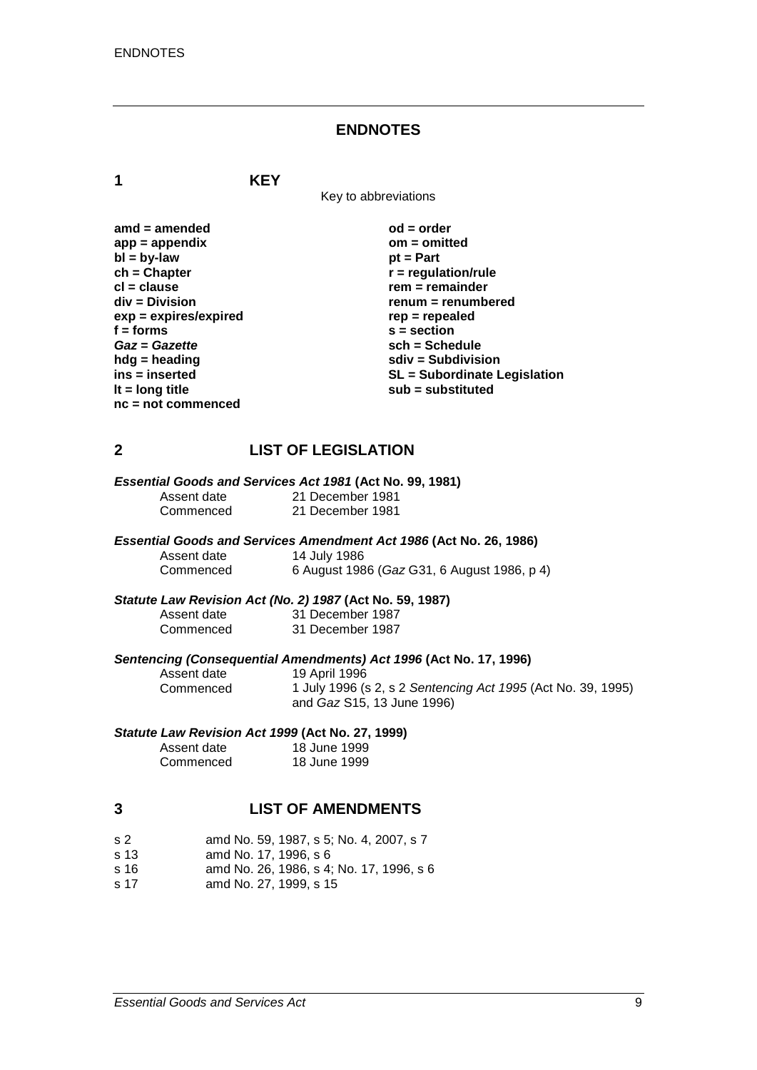# ENDNOTES

## 1 KEY

Key to abbreviations

**amd = amended**
**app = appendix**
**bl = by-law**
**ch = Chapter**
**cl = clause**
**div = Division**
**exp = expires/expired**
**f = forms**
***Gaz* = *Gazette***
**hdg = heading**
**ins = inserted**
**lt = long title**
**nc = not commenced**
**od = order**
**om = omitted**
**pt = Part**
**r = regulation/rule**
**rem = remainder**
**renum = renumbered**
**rep = repealed**
**s = section**
**sch = Schedule**
**sdiv = Subdivision**
**SL = Subordinate Legislation**
**sub = substituted**

## 2 LIST OF LEGISLATION

***Essential Goods and Services Act 1981* (Act No. 99, 1981)**

| | |
|---|---|
| Assent date | 21 December 1981 |
| Commenced | 21 December 1981 |

***Essential Goods and Services Amendment Act 1986* (Act No. 26, 1986)**

| | |
|---|---|
| Assent date | 14 July 1986 |
| Commenced | 6 August 1986 (*Gaz* G31, 6 August 1986, p 4) |

***Statute Law Revision Act (No. 2) 1987* (Act No. 59, 1987)**

| | |
|---|---|
| Assent date | 31 December 1987 |
| Commenced | 31 December 1987 |

***Sentencing (Consequential Amendments) Act 1996* (Act No. 17, 1996)**

| | |
|---|---|
| Assent date | 19 April 1996 |
| Commenced | 1 July 1996 (s 2, s 2 *Sentencing Act 1995* (Act No. 39, 1995) and *Gaz* S15, 13 June 1996) |

***Statute Law Revision Act 1999* (Act No. 27, 1999)**

| | |
|---|---|
| Assent date | 18 June 1999 |
| Commenced | 18 June 1999 |

## 3 LIST OF AMENDMENTS

| | |
|---|---|
| s 2 | amd No. 59, 1987, s 5; No. 4, 2007, s 7 |
| s 13 | amd No. 17, 1996, s 6 |
| s 16 | amd No. 26, 1986, s 4; No. 17, 1996, s 6 |
| s 17 | amd No. 27, 1999, s 15 |